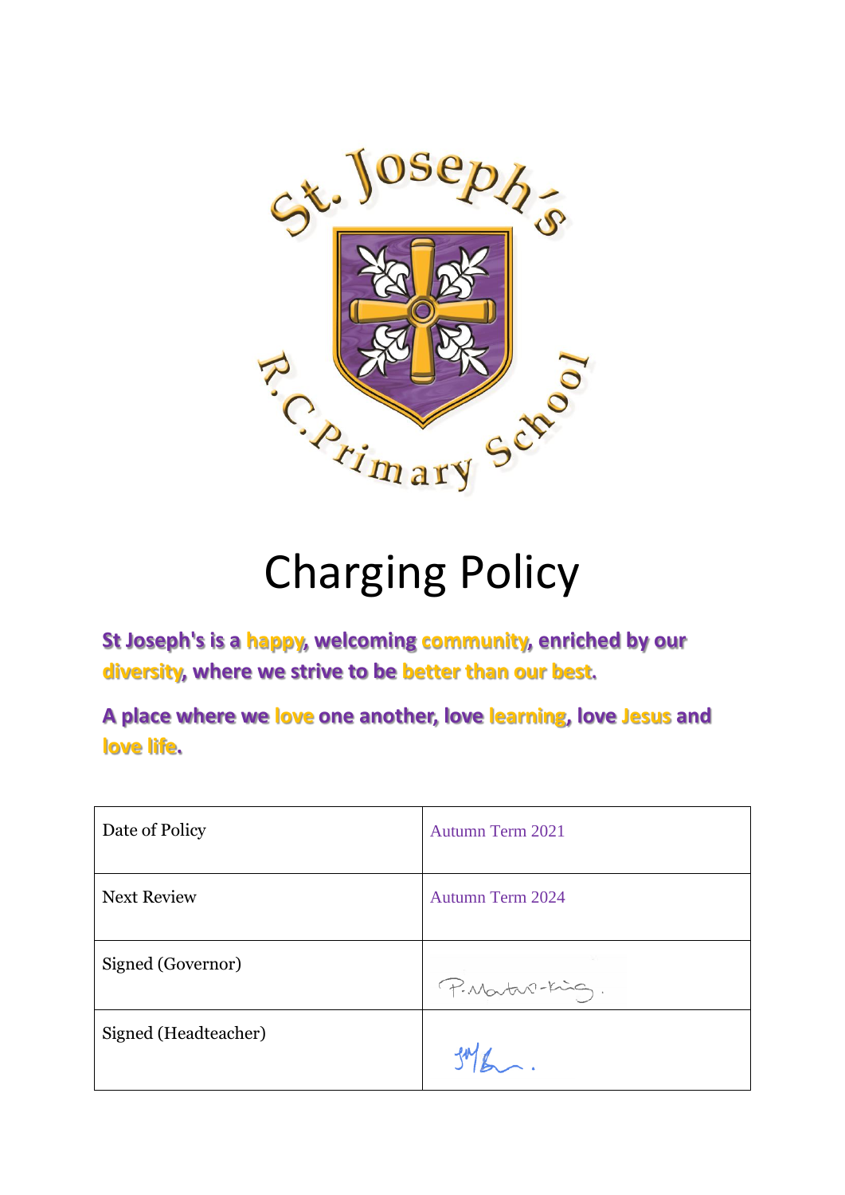# Charging Policy

**St Joseph's is a happy, welcoming community, enriched by our diversity, where we strive to be better than our best.**

**A place where we love one another, love learning, love Jesus and love life.**

| Date of Policy | Autumn Term 2021 |
|---|---|
| Next Review | Autumn Term 2024 |
| Signed (Governor) | P.Martin-King. |
| Signed (Headteacher) | |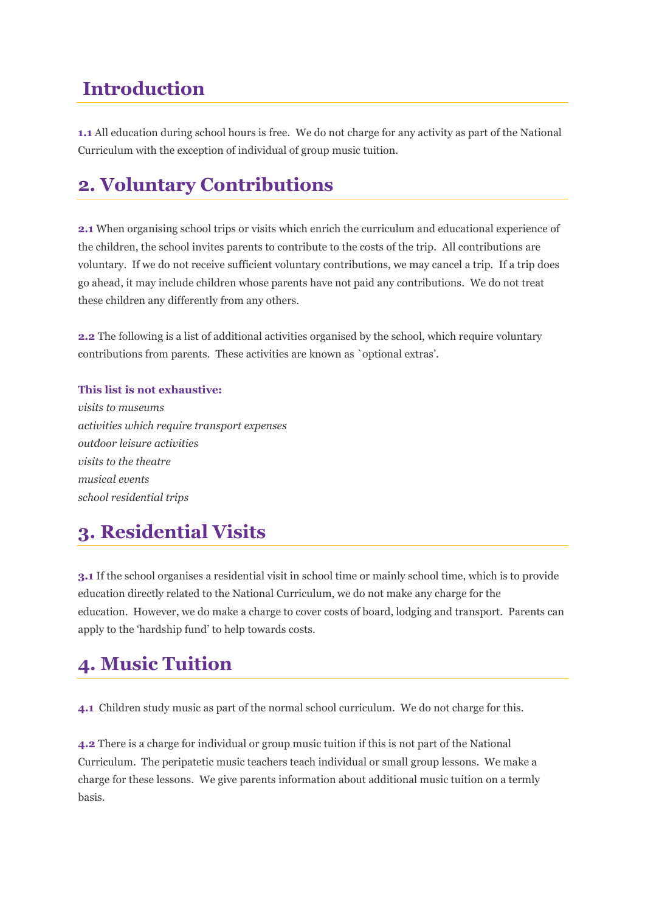## Introduction

**1.1** All education during school hours is free. We do not charge for any activity as part of the National Curriculum with the exception of individual of group music tuition.

## 2. Voluntary Contributions

**2.1** When organising school trips or visits which enrich the curriculum and educational experience of the children, the school invites parents to contribute to the costs of the trip. All contributions are voluntary. If we do not receive sufficient voluntary contributions, we may cancel a trip. If a trip does go ahead, it may include children whose parents have not paid any contributions. We do not treat these children any differently from any others.

**2.2** The following is a list of additional activities organised by the school, which require voluntary contributions from parents. These activities are known as `optional extras'.

**This list is not exhaustive:**
*visits to museums*
*activities which require transport expenses*
*outdoor leisure activities*
*visits to the theatre*
*musical events*
*school residential trips*

## 3. Residential Visits

**3.1** If the school organises a residential visit in school time or mainly school time, which is to provide education directly related to the National Curriculum, we do not make any charge for the education. However, we do make a charge to cover costs of board, lodging and transport. Parents can apply to the 'hardship fund' to help towards costs.

## 4. Music Tuition

**4.1** Children study music as part of the normal school curriculum. We do not charge for this.

**4.2** There is a charge for individual or group music tuition if this is not part of the National Curriculum. The peripatetic music teachers teach individual or small group lessons. We make a charge for these lessons. We give parents information about additional music tuition on a termly basis.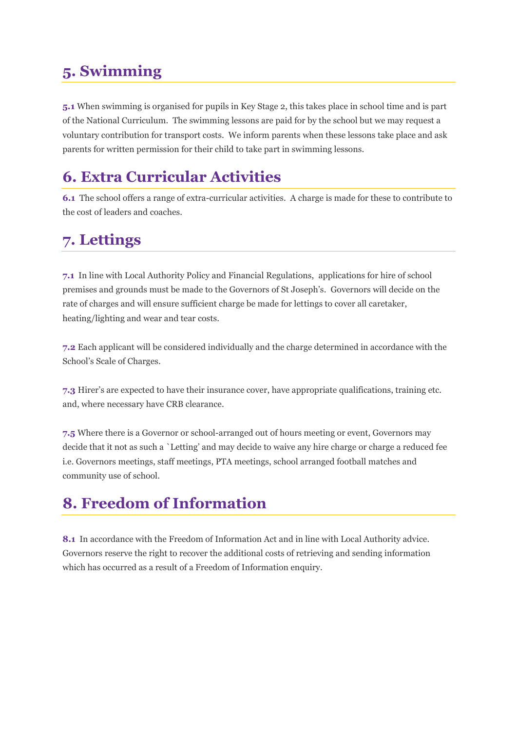## 5. Swimming

**5.1** When swimming is organised for pupils in Key Stage 2, this takes place in school time and is part of the National Curriculum. The swimming lessons are paid for by the school but we may request a voluntary contribution for transport costs. We inform parents when these lessons take place and ask parents for written permission for their child to take part in swimming lessons.

## 6. Extra Curricular Activities

**6.1** The school offers a range of extra-curricular activities. A charge is made for these to contribute to the cost of leaders and coaches.

## 7. Lettings

**7.1** In line with Local Authority Policy and Financial Regulations, applications for hire of school premises and grounds must be made to the Governors of St Joseph's. Governors will decide on the rate of charges and will ensure sufficient charge be made for lettings to cover all caretaker, heating/lighting and wear and tear costs.

**7.2** Each applicant will be considered individually and the charge determined in accordance with the School's Scale of Charges.

**7.3** Hirer's are expected to have their insurance cover, have appropriate qualifications, training etc. and, where necessary have CRB clearance.

**7.5** Where there is a Governor or school-arranged out of hours meeting or event, Governors may decide that it not as such a `Letting' and may decide to waive any hire charge or charge a reduced fee i.e. Governors meetings, staff meetings, PTA meetings, school arranged football matches and community use of school.

## 8. Freedom of Information

**8.1** In accordance with the Freedom of Information Act and in line with Local Authority advice. Governors reserve the right to recover the additional costs of retrieving and sending information which has occurred as a result of a Freedom of Information enquiry.